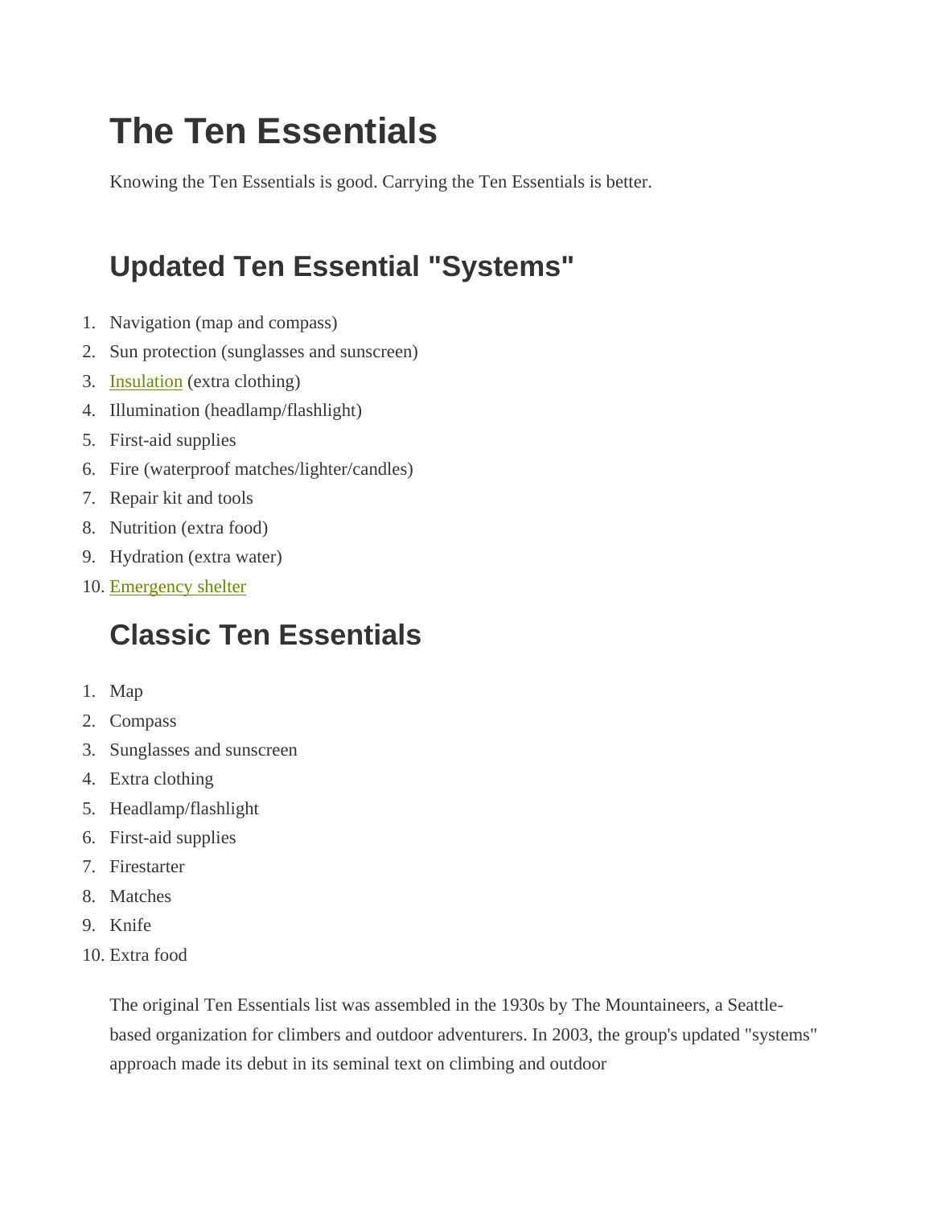# The Ten Essentials

Knowing the Ten Essentials is good. Carrying the Ten Essentials is better.

## Updated Ten Essential "Systems"

1. Navigation (map and compass)
2. Sun protection (sunglasses and sunscreen)
3. Insulation (extra clothing)
4. Illumination (headlamp/flashlight)
5. First-aid supplies
6. Fire (waterproof matches/lighter/candles)
7. Repair kit and tools
8. Nutrition (extra food)
9. Hydration (extra water)
10. Emergency shelter

## Classic Ten Essentials

1. Map
2. Compass
3. Sunglasses and sunscreen
4. Extra clothing
5. Headlamp/flashlight
6. First-aid supplies
7. Firestarter
8. Matches
9. Knife
10. Extra food

The original Ten Essentials list was assembled in the 1930s by The Mountaineers, a Seattle-based organization for climbers and outdoor adventurers. In 2003, the group's updated "systems" approach made its debut in its seminal text on climbing and outdoor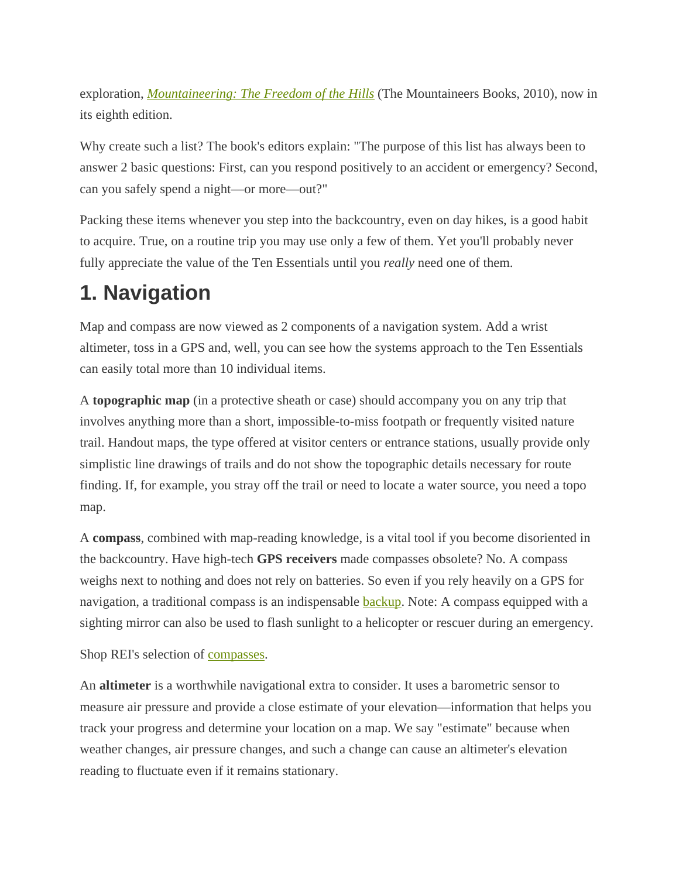exploration, *Mountaineering: The Freedom of the Hills* (The Mountaineers Books, 2010), now in its eighth edition.

Why create such a list? The book's editors explain: "The purpose of this list has always been to answer 2 basic questions: First, can you respond positively to an accident or emergency? Second, can you safely spend a night—or more—out?"

Packing these items whenever you step into the backcountry, even on day hikes, is a good habit to acquire. True, on a routine trip you may use only a few of them. Yet you'll probably never fully appreciate the value of the Ten Essentials until you *really* need one of them.

## 1. Navigation

Map and compass are now viewed as 2 components of a navigation system. Add a wrist altimeter, toss in a GPS and, well, you can see how the systems approach to the Ten Essentials can easily total more than 10 individual items.

A **topographic map** (in a protective sheath or case) should accompany you on any trip that involves anything more than a short, impossible-to-miss footpath or frequently visited nature trail. Handout maps, the type offered at visitor centers or entrance stations, usually provide only simplistic line drawings of trails and do not show the topographic details necessary for route finding. If, for example, you stray off the trail or need to locate a water source, you need a topo map.

A **compass**, combined with map-reading knowledge, is a vital tool if you become disoriented in the backcountry. Have high-tech **GPS receivers** made compasses obsolete? No. A compass weighs next to nothing and does not rely on batteries. So even if you rely heavily on a GPS for navigation, a traditional compass is an indispensable backup. Note: A compass equipped with a sighting mirror can also be used to flash sunlight to a helicopter or rescuer during an emergency.

Shop REI's selection of compasses.

An **altimeter** is a worthwhile navigational extra to consider. It uses a barometric sensor to measure air pressure and provide a close estimate of your elevation—information that helps you track your progress and determine your location on a map. We say "estimate" because when weather changes, air pressure changes, and such a change can cause an altimeter's elevation reading to fluctuate even if it remains stationary.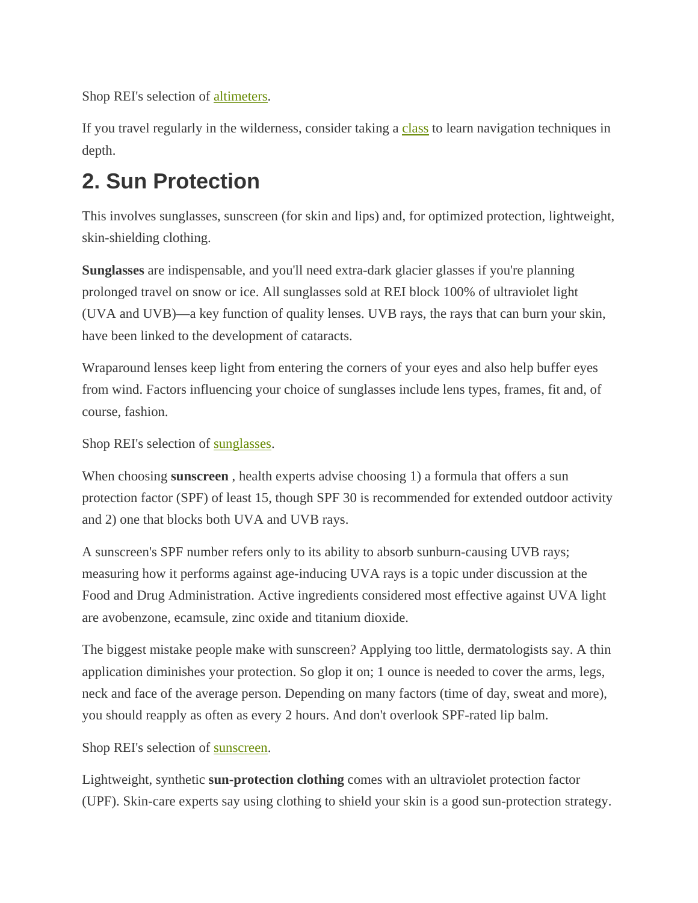Shop REI's selection of altimeters.

If you travel regularly in the wilderness, consider taking a class to learn navigation techniques in depth.

## 2. Sun Protection

This involves sunglasses, sunscreen (for skin and lips) and, for optimized protection, lightweight, skin-shielding clothing.

**Sunglasses** are indispensable, and you'll need extra-dark glacier glasses if you're planning prolonged travel on snow or ice. All sunglasses sold at REI block 100% of ultraviolet light (UVA and UVB)—a key function of quality lenses. UVB rays, the rays that can burn your skin, have been linked to the development of cataracts.

Wraparound lenses keep light from entering the corners of your eyes and also help buffer eyes from wind. Factors influencing your choice of sunglasses include lens types, frames, fit and, of course, fashion.

Shop REI's selection of sunglasses.

When choosing **sunscreen** , health experts advise choosing 1) a formula that offers a sun protection factor (SPF) of least 15, though SPF 30 is recommended for extended outdoor activity and 2) one that blocks both UVA and UVB rays.

A sunscreen's SPF number refers only to its ability to absorb sunburn-causing UVB rays; measuring how it performs against age-inducing UVA rays is a topic under discussion at the Food and Drug Administration. Active ingredients considered most effective against UVA light are avobenzone, ecamsule, zinc oxide and titanium dioxide.

The biggest mistake people make with sunscreen? Applying too little, dermatologists say. A thin application diminishes your protection. So glop it on; 1 ounce is needed to cover the arms, legs, neck and face of the average person. Depending on many factors (time of day, sweat and more), you should reapply as often as every 2 hours. And don't overlook SPF-rated lip balm.

Shop REI's selection of sunscreen.

Lightweight, synthetic **sun-protection clothing** comes with an ultraviolet protection factor (UPF). Skin-care experts say using clothing to shield your skin is a good sun-protection strategy.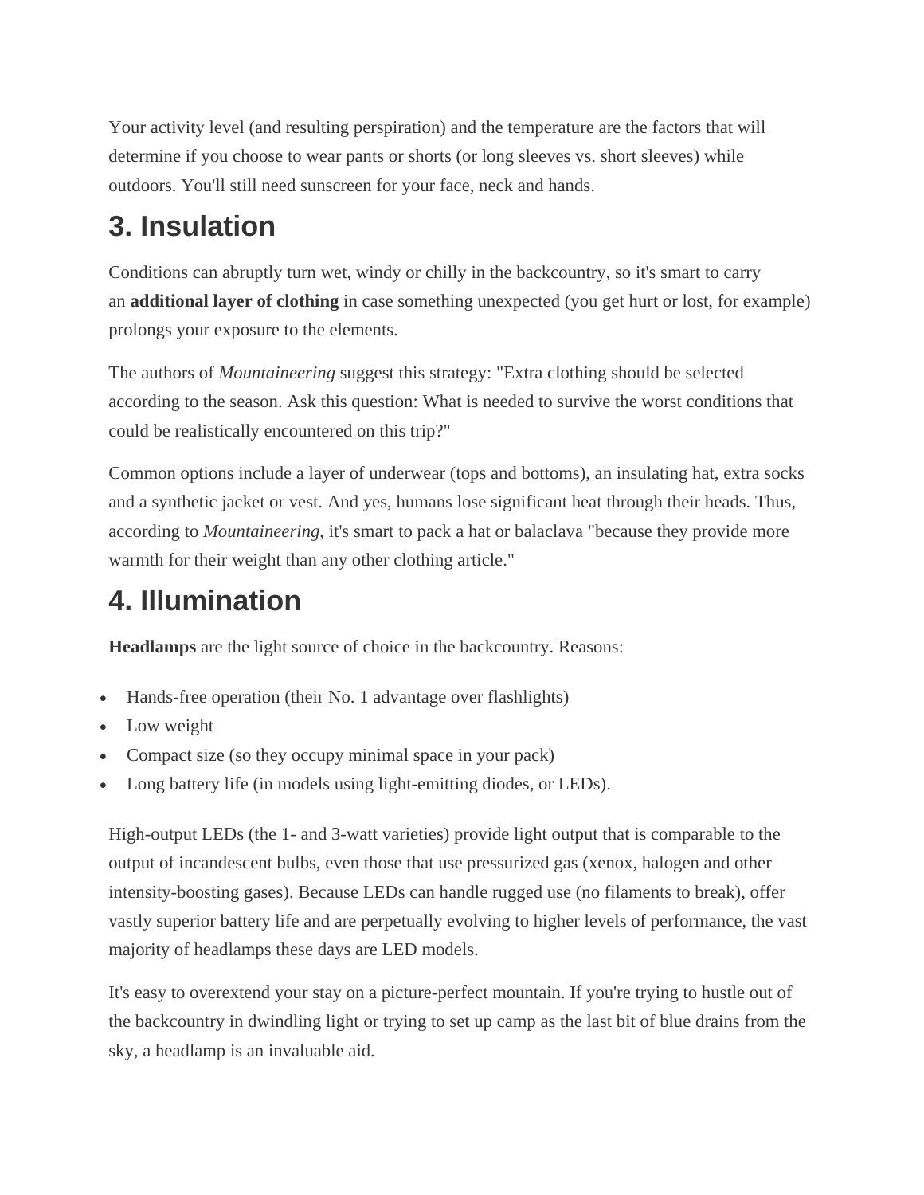Your activity level (and resulting perspiration) and the temperature are the factors that will determine if you choose to wear pants or shorts (or long sleeves vs. short sleeves) while outdoors. You'll still need sunscreen for your face, neck and hands.

## 3. Insulation

Conditions can abruptly turn wet, windy or chilly in the backcountry, so it's smart to carry an **additional layer of clothing** in case something unexpected (you get hurt or lost, for example) prolongs your exposure to the elements.

The authors of *Mountaineering* suggest this strategy: "Extra clothing should be selected according to the season. Ask this question: What is needed to survive the worst conditions that could be realistically encountered on this trip?"

Common options include a layer of underwear (tops and bottoms), an insulating hat, extra socks and a synthetic jacket or vest. And yes, humans lose significant heat through their heads. Thus, according to *Mountaineering*, it's smart to pack a hat or balaclava "because they provide more warmth for their weight than any other clothing article."

## 4. Illumination

**Headlamps** are the light source of choice in the backcountry. Reasons:

- Hands-free operation (their No. 1 advantage over flashlights)
- Low weight
- Compact size (so they occupy minimal space in your pack)
- Long battery life (in models using light-emitting diodes, or LEDs).

High-output LEDs (the 1- and 3-watt varieties) provide light output that is comparable to the output of incandescent bulbs, even those that use pressurized gas (xenox, halogen and other intensity-boosting gases). Because LEDs can handle rugged use (no filaments to break), offer vastly superior battery life and are perpetually evolving to higher levels of performance, the vast majority of headlamps these days are LED models.

It's easy to overextend your stay on a picture-perfect mountain. If you're trying to hustle out of the backcountry in dwindling light or trying to set up camp as the last bit of blue drains from the sky, a headlamp is an invaluable aid.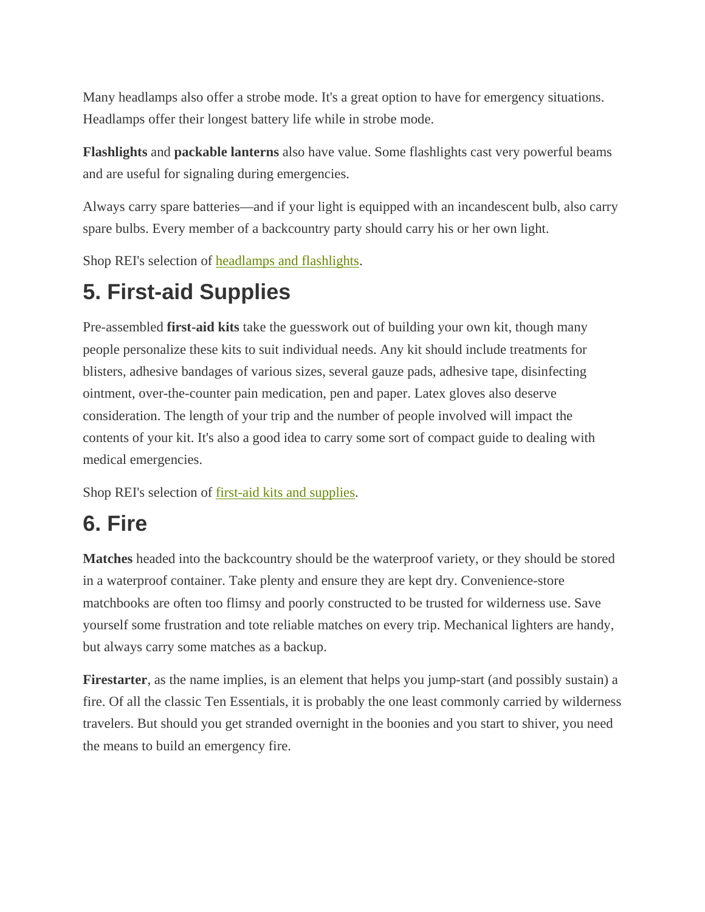Many headlamps also offer a strobe mode. It's a great option to have for emergency situations. Headlamps offer their longest battery life while in strobe mode.

**Flashlights** and **packable lanterns** also have value. Some flashlights cast very powerful beams and are useful for signaling during emergencies.

Always carry spare batteries—and if your light is equipped with an incandescent bulb, also carry spare bulbs. Every member of a backcountry party should carry his or her own light.

Shop REI's selection of headlamps and flashlights.

## 5. First-aid Supplies

Pre-assembled **first-aid kits** take the guesswork out of building your own kit, though many people personalize these kits to suit individual needs. Any kit should include treatments for blisters, adhesive bandages of various sizes, several gauze pads, adhesive tape, disinfecting ointment, over-the-counter pain medication, pen and paper. Latex gloves also deserve consideration. The length of your trip and the number of people involved will impact the contents of your kit. It's also a good idea to carry some sort of compact guide to dealing with medical emergencies.

Shop REI's selection of first-aid kits and supplies.

## 6. Fire

**Matches** headed into the backcountry should be the waterproof variety, or they should be stored in a waterproof container. Take plenty and ensure they are kept dry. Convenience-store matchbooks are often too flimsy and poorly constructed to be trusted for wilderness use. Save yourself some frustration and tote reliable matches on every trip. Mechanical lighters are handy, but always carry some matches as a backup.

**Firestarter**, as the name implies, is an element that helps you jump-start (and possibly sustain) a fire. Of all the classic Ten Essentials, it is probably the one least commonly carried by wilderness travelers. But should you get stranded overnight in the boonies and you start to shiver, you need the means to build an emergency fire.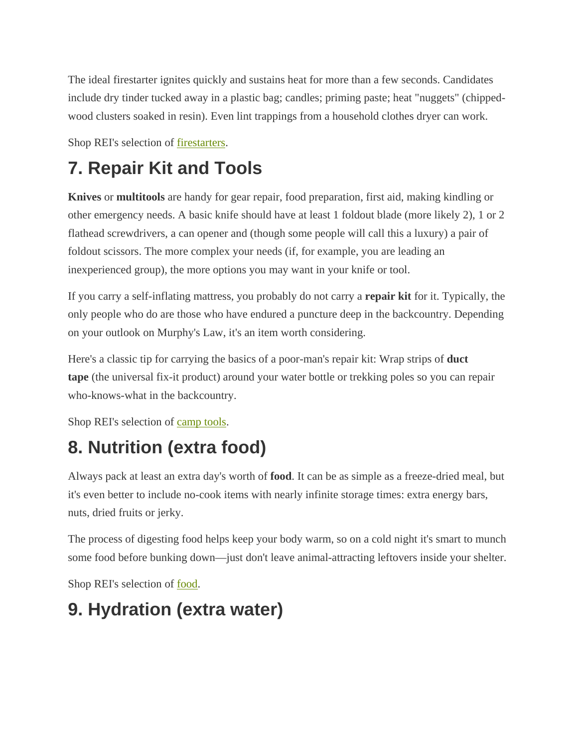The ideal firestarter ignites quickly and sustains heat for more than a few seconds. Candidates include dry tinder tucked away in a plastic bag; candles; priming paste; heat "nuggets" (chipped-wood clusters soaked in resin). Even lint trappings from a household clothes dryer can work.

Shop REI's selection of firestarters.

## 7. Repair Kit and Tools

**Knives** or **multitools** are handy for gear repair, food preparation, first aid, making kindling or other emergency needs. A basic knife should have at least 1 foldout blade (more likely 2), 1 or 2 flathead screwdrivers, a can opener and (though some people will call this a luxury) a pair of foldout scissors. The more complex your needs (if, for example, you are leading an inexperienced group), the more options you may want in your knife or tool.

If you carry a self-inflating mattress, you probably do not carry a **repair kit** for it. Typically, the only people who do are those who have endured a puncture deep in the backcountry. Depending on your outlook on Murphy's Law, it's an item worth considering.

Here's a classic tip for carrying the basics of a poor-man's repair kit: Wrap strips of **duct tape** (the universal fix-it product) around your water bottle or trekking poles so you can repair who-knows-what in the backcountry.

Shop REI's selection of camp tools.

## 8. Nutrition (extra food)

Always pack at least an extra day's worth of **food**. It can be as simple as a freeze-dried meal, but it's even better to include no-cook items with nearly infinite storage times: extra energy bars, nuts, dried fruits or jerky.

The process of digesting food helps keep your body warm, so on a cold night it's smart to munch some food before bunking down—just don't leave animal-attracting leftovers inside your shelter.

Shop REI's selection of food.

## 9. Hydration (extra water)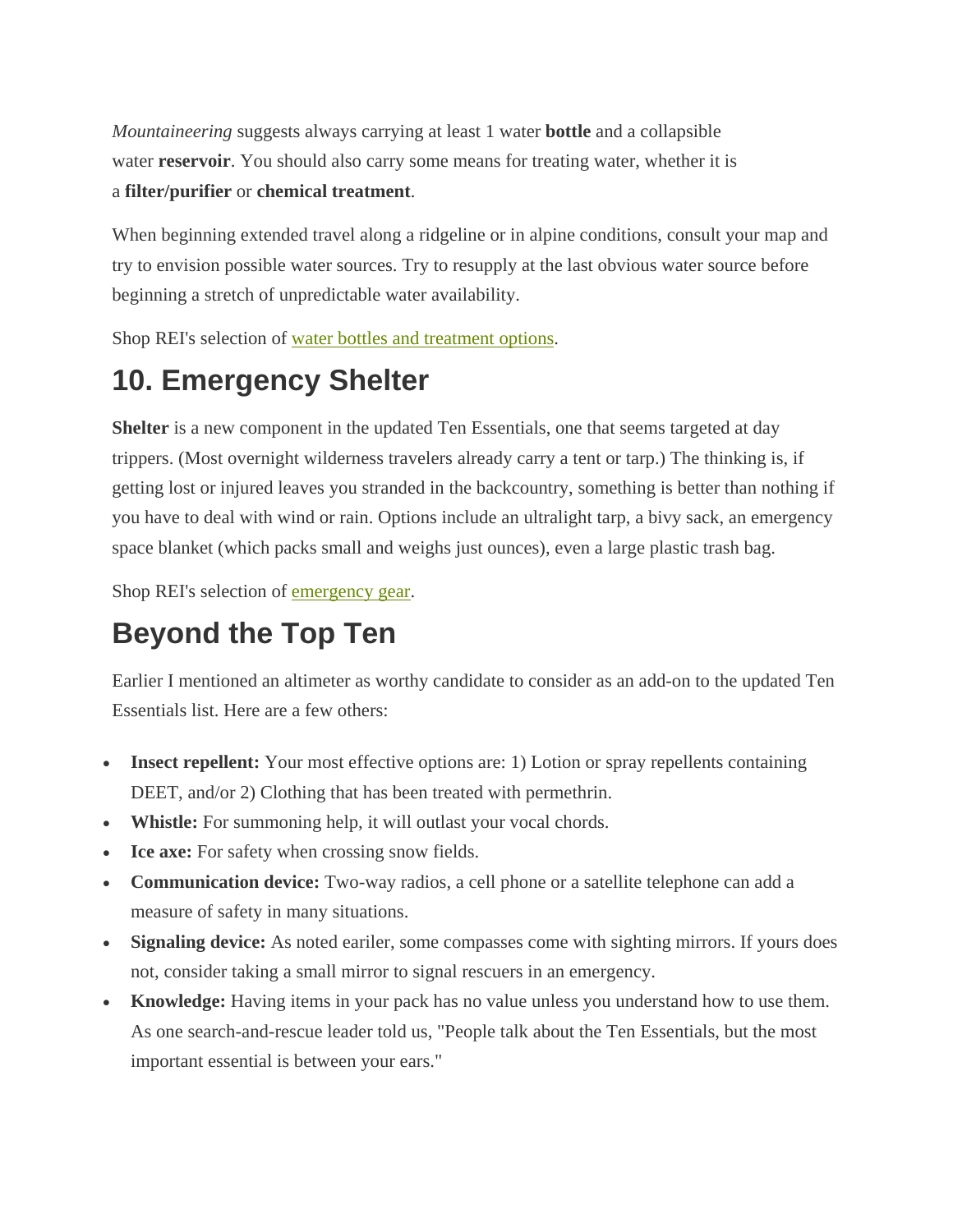*Mountaineering* suggests always carrying at least 1 water **bottle** and a collapsible water **reservoir**. You should also carry some means for treating water, whether it is a **filter/purifier** or **chemical treatment**.

When beginning extended travel along a ridgeline or in alpine conditions, consult your map and try to envision possible water sources. Try to resupply at the last obvious water source before beginning a stretch of unpredictable water availability.

Shop REI's selection of [water bottles and treatment options](#).

## 10. Emergency Shelter

**Shelter** is a new component in the updated Ten Essentials, one that seems targeted at day trippers. (Most overnight wilderness travelers already carry a tent or tarp.) The thinking is, if getting lost or injured leaves you stranded in the backcountry, something is better than nothing if you have to deal with wind or rain. Options include an ultralight tarp, a bivy sack, an emergency space blanket (which packs small and weighs just ounces), even a large plastic trash bag.

Shop REI's selection of [emergency gear](#).

## Beyond the Top Ten

Earlier I mentioned an altimeter as worthy candidate to consider as an add-on to the updated Ten Essentials list. Here are a few others:

- **Insect repellent:** Your most effective options are: 1) Lotion or spray repellents containing DEET, and/or 2) Clothing that has been treated with permethrin.
- **Whistle:** For summoning help, it will outlast your vocal chords.
- **Ice axe:** For safety when crossing snow fields.
- **Communication device:** Two-way radios, a cell phone or a satellite telephone can add a measure of safety in many situations.
- **Signaling device:** As noted eariler, some compasses come with sighting mirrors. If yours does not, consider taking a small mirror to signal rescuers in an emergency.
- **Knowledge:** Having items in your pack has no value unless you understand how to use them. As one search-and-rescue leader told us, "People talk about the Ten Essentials, but the most important essential is between your ears."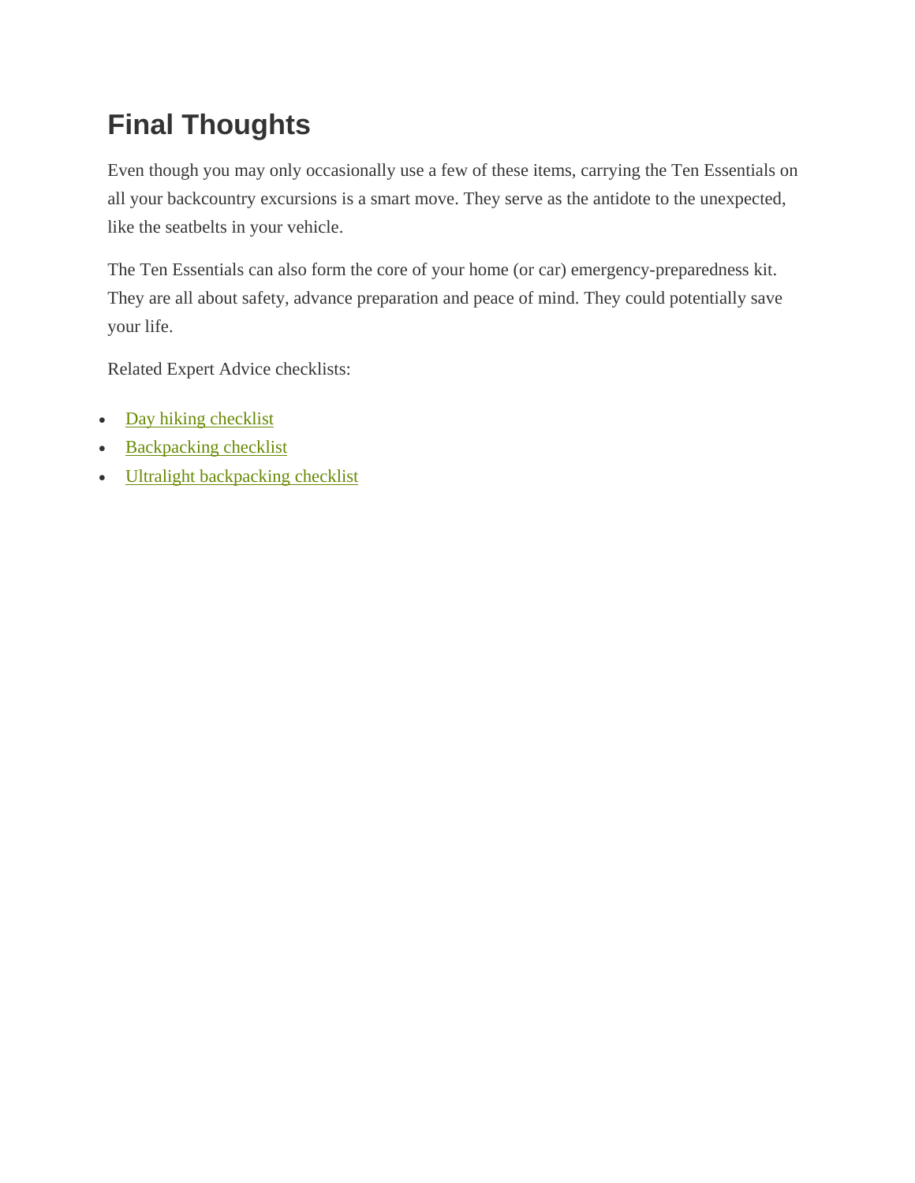## Final Thoughts

Even though you may only occasionally use a few of these items, carrying the Ten Essentials on all your backcountry excursions is a smart move. They serve as the antidote to the unexpected, like the seatbelts in your vehicle.

The Ten Essentials can also form the core of your home (or car) emergency-preparedness kit. They are all about safety, advance preparation and peace of mind. They could potentially save your life.

Related Expert Advice checklists:

- Day hiking checklist
- Backpacking checklist
- Ultralight backpacking checklist